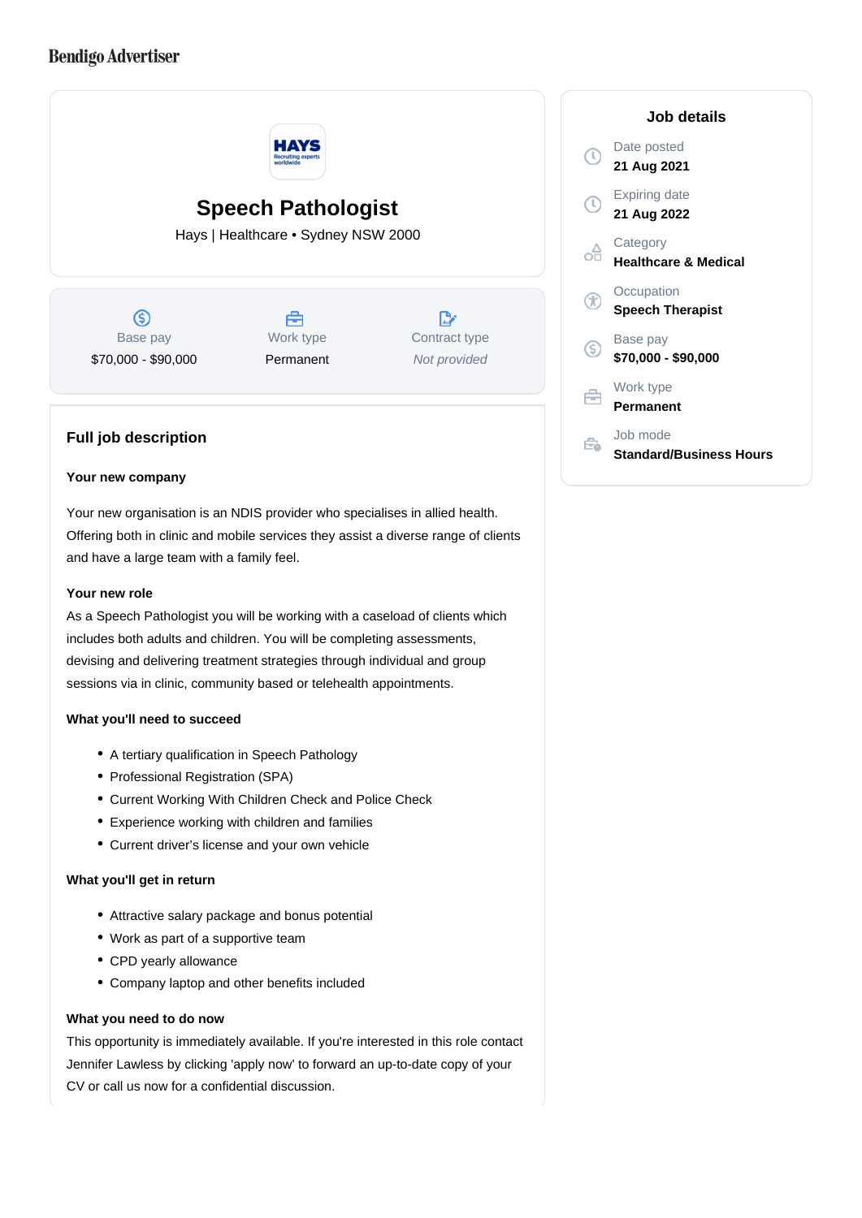Bendigo Advertiser

# Speech Pathologist

Hays | Healthcare • Sydney NSW 2000

| Base pay | Work type | Contract type |
| --- | --- | --- |
| $70,000 - $90,000 | Permanent | *Not provided* |

## Full job description

**Your new company**

Your new organisation is an NDIS provider who specialises in allied health. Offering both in clinic and mobile services they assist a diverse range of clients and have a large team with a family feel.

**Your new role**

As a Speech Pathologist you will be working with a caseload of clients which includes both adults and children. You will be completing assessments, devising and delivering treatment strategies through individual and group sessions via in clinic, community based or telehealth appointments.

**What you'll need to succeed**

- A tertiary qualification in Speech Pathology
- Professional Registration (SPA)
- Current Working With Children Check and Police Check
- Experience working with children and families
- Current driver's license and your own vehicle

**What you'll get in return**

- Attractive salary package and bonus potential
- Work as part of a supportive team
- CPD yearly allowance
- Company laptop and other benefits included

**What you need to do now**

This opportunity is immediately available. If you're interested in this role contact Jennifer Lawless by clicking 'apply now' to forward an up-to-date copy of your CV or call us now for a confidential discussion.

## Job details

Date posted
**21 Aug 2021**

Expiring date
**21 Aug 2022**

Category
**Healthcare & Medical**

Occupation
**Speech Therapist**

Base pay
**$70,000 - $90,000**

Work type
**Permanent**

Job mode
**Standard/Business Hours**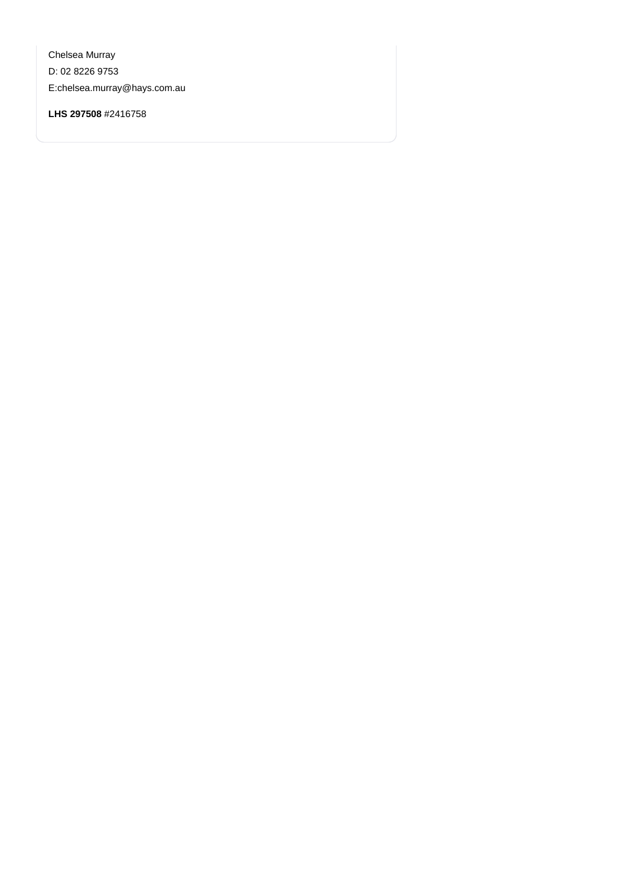Chelsea Murray

D: 02 8226 9753

E:chelsea.murray@hays.com.au

**LHS 297508** #2416758